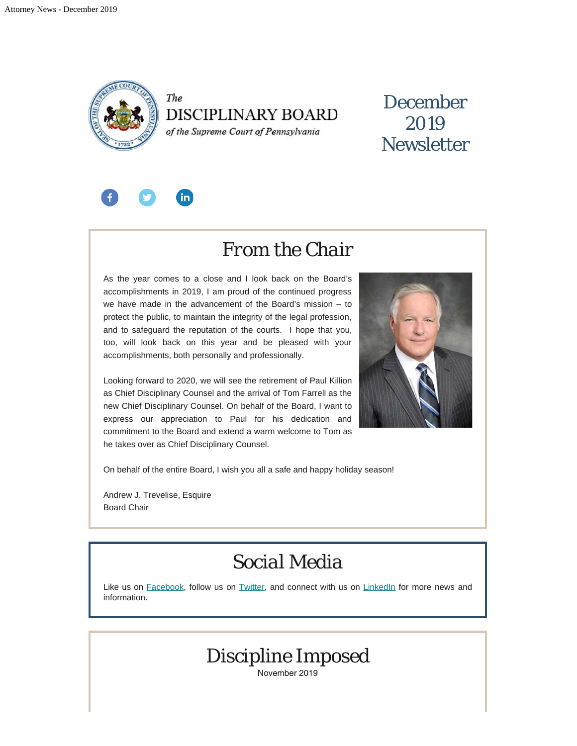The
DISCIPLINARY BOARD
*of the Supreme Court of Pennsylvania*

# December 2019 Newsletter

## From the Chair

As the year comes to a close and I look back on the Board's accomplishments in 2019, I am proud of the continued progress we have made in the advancement of the Board's mission – to protect the public, to maintain the integrity of the legal profession, and to safeguard the reputation of the courts. I hope that you, too, will look back on this year and be pleased with your accomplishments, both personally and professionally.

Looking forward to 2020, we will see the retirement of Paul Killion as Chief Disciplinary Counsel and the arrival of Tom Farrell as the new Chief Disciplinary Counsel. On behalf of the Board, I want to express our appreciation to Paul for his dedication and commitment to the Board and extend a warm welcome to Tom as he takes over as Chief Disciplinary Counsel.

On behalf of the entire Board, I wish you all a safe and happy holiday season!

Andrew J. Trevelise, Esquire
Board Chair

## Social Media

Like us on Facebook, follow us on Twitter, and connect with us on LinkedIn for more news and information.

## Discipline Imposed

November 2019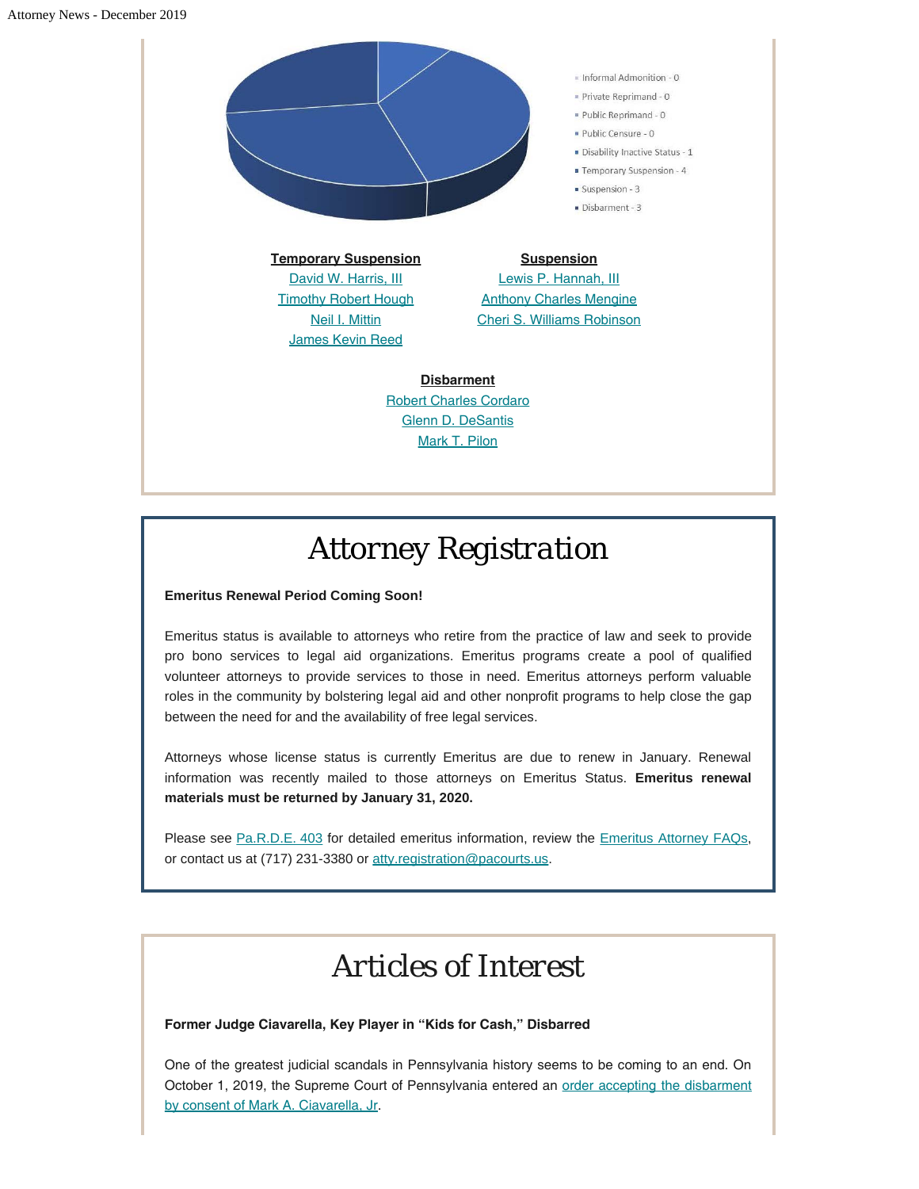- Informal Admonition - 0
- Private Reprimand - 0
- Public Reprimand - 0
- Public Censure - 0
- Disability Inactive Status - 1
- Temporary Suspension - 4
- Suspension - 3
- Disbarment - 3

**Temporary Suspension**

David W. Harris, III
Timothy Robert Hough
Neil I. Mittin
James Kevin Reed

**Suspension**

Lewis P. Hannah, III
Anthony Charles Mengine
Cheri S. Williams Robinson

**Disbarment**

Robert Charles Cordaro
Glenn D. DeSantis
Mark T. Pilon

# Attorney Registration

**Emeritus Renewal Period Coming Soon!**

Emeritus status is available to attorneys who retire from the practice of law and seek to provide pro bono services to legal aid organizations. Emeritus programs create a pool of qualified volunteer attorneys to provide services to those in need. Emeritus attorneys perform valuable roles in the community by bolstering legal aid and other nonprofit programs to help close the gap between the need for and the availability of free legal services.

Attorneys whose license status is currently Emeritus are due to renew in January. Renewal information was recently mailed to those attorneys on Emeritus Status. **Emeritus renewal materials must be returned by January 31, 2020.**

Please see Pa.R.D.E. 403 for detailed emeritus information, review the Emeritus Attorney FAQs, or contact us at (717) 231-3380 or atty.registration@pacourts.us.

# Articles of Interest

**Former Judge Ciavarella, Key Player in "Kids for Cash," Disbarred**

One of the greatest judicial scandals in Pennsylvania history seems to be coming to an end. On October 1, 2019, the Supreme Court of Pennsylvania entered an order accepting the disbarment by consent of Mark A. Ciavarella, Jr.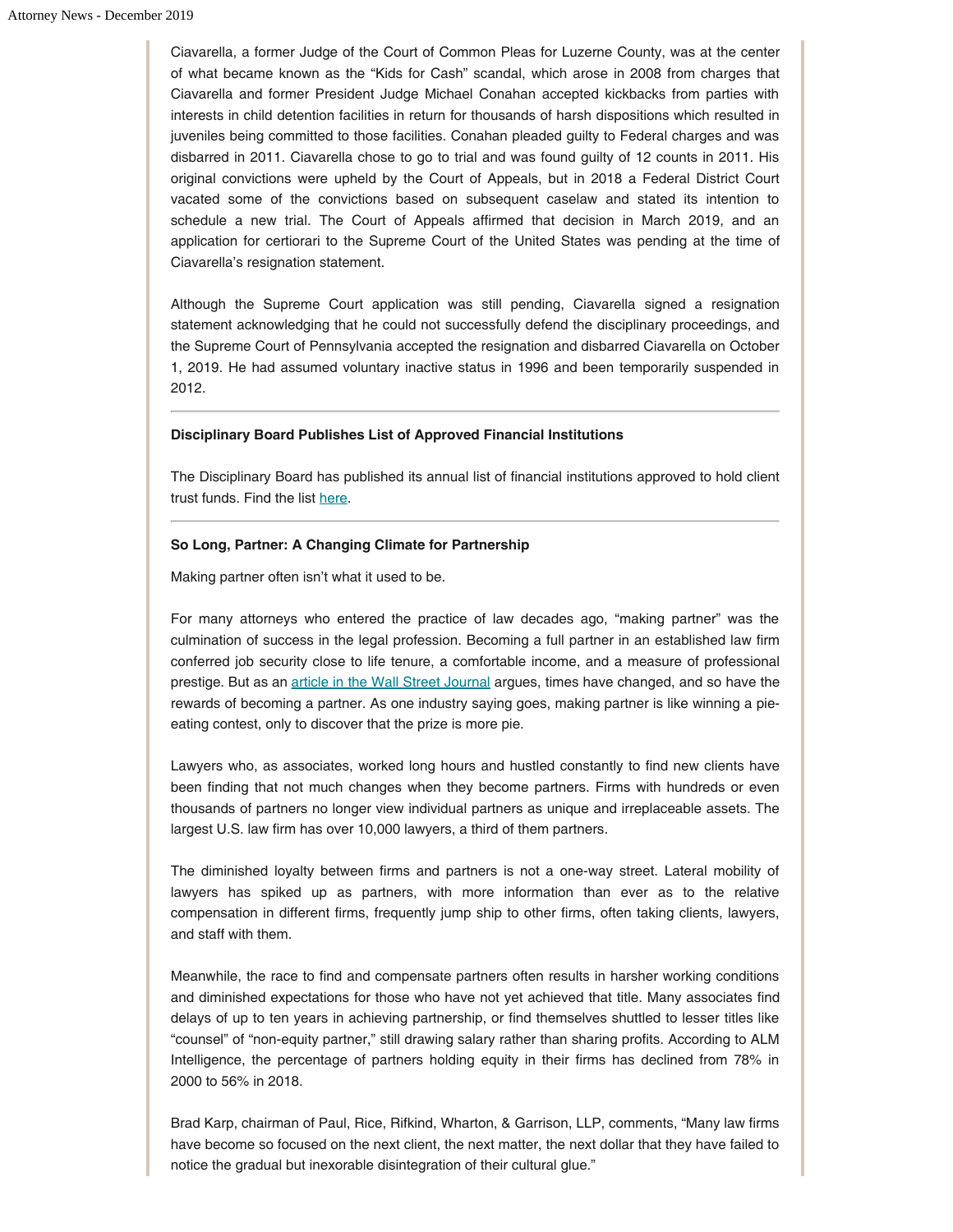Ciavarella, a former Judge of the Court of Common Pleas for Luzerne County, was at the center of what became known as the "Kids for Cash" scandal, which arose in 2008 from charges that Ciavarella and former President Judge Michael Conahan accepted kickbacks from parties with interests in child detention facilities in return for thousands of harsh dispositions which resulted in juveniles being committed to those facilities. Conahan pleaded guilty to Federal charges and was disbarred in 2011. Ciavarella chose to go to trial and was found guilty of 12 counts in 2011. His original convictions were upheld by the Court of Appeals, but in 2018 a Federal District Court vacated some of the convictions based on subsequent caselaw and stated its intention to schedule a new trial. The Court of Appeals affirmed that decision in March 2019, and an application for certiorari to the Supreme Court of the United States was pending at the time of Ciavarella's resignation statement.

Although the Supreme Court application was still pending, Ciavarella signed a resignation statement acknowledging that he could not successfully defend the disciplinary proceedings, and the Supreme Court of Pennsylvania accepted the resignation and disbarred Ciavarella on October 1, 2019. He had assumed voluntary inactive status in 1996 and been temporarily suspended in 2012.

---

**Disciplinary Board Publishes List of Approved Financial Institutions**

The Disciplinary Board has published its annual list of financial institutions approved to hold client trust funds. Find the list here.

---

**So Long, Partner: A Changing Climate for Partnership**

Making partner often isn't what it used to be.

For many attorneys who entered the practice of law decades ago, "making partner" was the culmination of success in the legal profession. Becoming a full partner in an established law firm conferred job security close to life tenure, a comfortable income, and a measure of professional prestige. But as an article in the Wall Street Journal argues, times have changed, and so have the rewards of becoming a partner. As one industry saying goes, making partner is like winning a pie-eating contest, only to discover that the prize is more pie.

Lawyers who, as associates, worked long hours and hustled constantly to find new clients have been finding that not much changes when they become partners. Firms with hundreds or even thousands of partners no longer view individual partners as unique and irreplaceable assets. The largest U.S. law firm has over 10,000 lawyers, a third of them partners.

The diminished loyalty between firms and partners is not a one-way street. Lateral mobility of lawyers has spiked up as partners, with more information than ever as to the relative compensation in different firms, frequently jump ship to other firms, often taking clients, lawyers, and staff with them.

Meanwhile, the race to find and compensate partners often results in harsher working conditions and diminished expectations for those who have not yet achieved that title. Many associates find delays of up to ten years in achieving partnership, or find themselves shuttled to lesser titles like "counsel" of "non-equity partner," still drawing salary rather than sharing profits. According to ALM Intelligence, the percentage of partners holding equity in their firms has declined from 78% in 2000 to 56% in 2018.

Brad Karp, chairman of Paul, Rice, Rifkind, Wharton, & Garrison, LLP, comments, "Many law firms have become so focused on the next client, the next matter, the next dollar that they have failed to notice the gradual but inexorable disintegration of their cultural glue."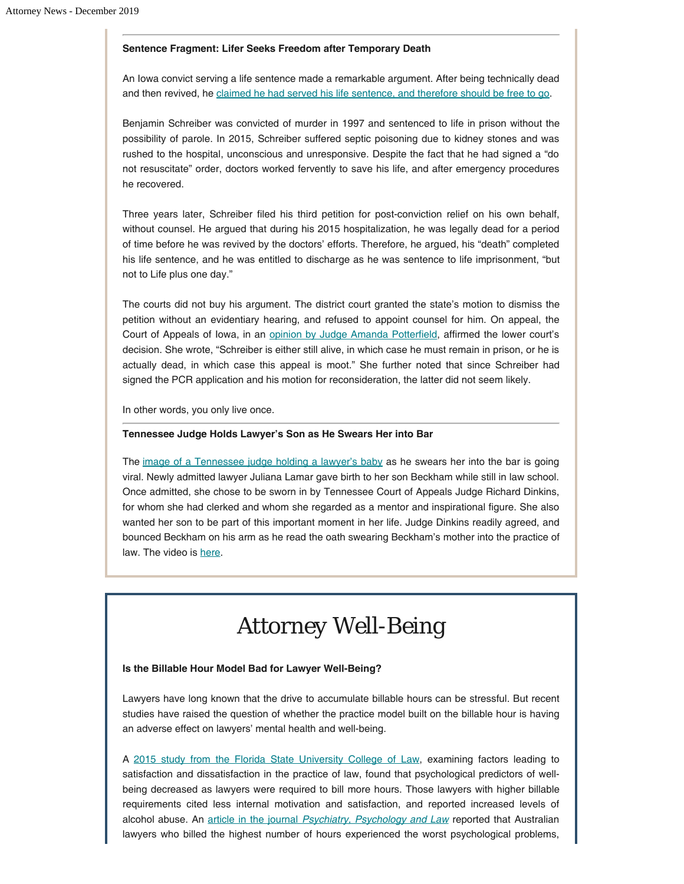**Sentence Fragment: Lifer Seeks Freedom after Temporary Death**

An Iowa convict serving a life sentence made a remarkable argument. After being technically dead and then revived, he claimed he had served his life sentence, and therefore should be free to go.

Benjamin Schreiber was convicted of murder in 1997 and sentenced to life in prison without the possibility of parole. In 2015, Schreiber suffered septic poisoning due to kidney stones and was rushed to the hospital, unconscious and unresponsive. Despite the fact that he had signed a "do not resuscitate" order, doctors worked fervently to save his life, and after emergency procedures he recovered.

Three years later, Schreiber filed his third petition for post-conviction relief on his own behalf, without counsel. He argued that during his 2015 hospitalization, he was legally dead for a period of time before he was revived by the doctors' efforts. Therefore, he argued, his "death" completed his life sentence, and he was entitled to discharge as he was sentence to life imprisonment, "but not to Life plus one day."

The courts did not buy his argument. The district court granted the state's motion to dismiss the petition without an evidentiary hearing, and refused to appoint counsel for him. On appeal, the Court of Appeals of Iowa, in an opinion by Judge Amanda Potterfield, affirmed the lower court's decision. She wrote, "Schreiber is either still alive, in which case he must remain in prison, or he is actually dead, in which case this appeal is moot." She further noted that since Schreiber had signed the PCR application and his motion for reconsideration, the latter did not seem likely.

In other words, you only live once.

**Tennessee Judge Holds Lawyer's Son as He Swears Her into Bar**

The image of a Tennessee judge holding a lawyer's baby as he swears her into the bar is going viral. Newly admitted lawyer Juliana Lamar gave birth to her son Beckham while still in law school. Once admitted, she chose to be sworn in by Tennessee Court of Appeals Judge Richard Dinkins, for whom she had clerked and whom she regarded as a mentor and inspirational figure. She also wanted her son to be part of this important moment in her life. Judge Dinkins readily agreed, and bounced Beckham on his arm as he read the oath swearing Beckham's mother into the practice of law. The video is here.

# Attorney Well-Being

**Is the Billable Hour Model Bad for Lawyer Well-Being?**

Lawyers have long known that the drive to accumulate billable hours can be stressful. But recent studies have raised the question of whether the practice model built on the billable hour is having an adverse effect on lawyers' mental health and well-being.

A 2015 study from the Florida State University College of Law, examining factors leading to satisfaction and dissatisfaction in the practice of law, found that psychological predictors of well-being decreased as lawyers were required to bill more hours. Those lawyers with higher billable requirements cited less internal motivation and satisfaction, and reported increased levels of alcohol abuse. An article in the journal *Psychiatry, Psychology and Law* reported that Australian lawyers who billed the highest number of hours experienced the worst psychological problems,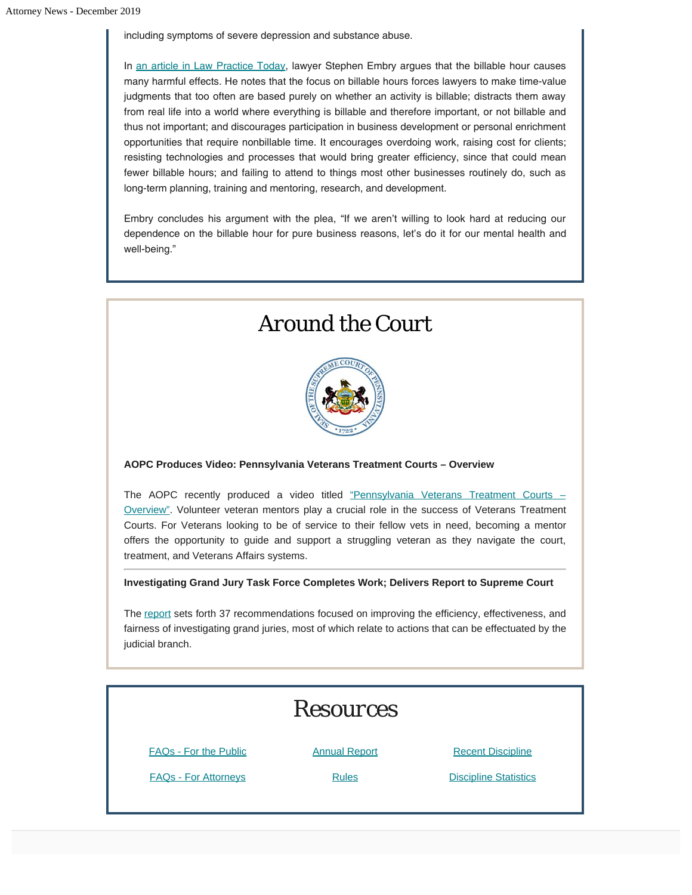including symptoms of severe depression and substance abuse.

In [an article in Law Practice Today](), lawyer Stephen Embry argues that the billable hour causes many harmful effects. He notes that the focus on billable hours forces lawyers to make time-value judgments that too often are based purely on whether an activity is billable; distracts them away from real life into a world where everything is billable and therefore important, or not billable and thus not important; and discourages participation in business development or personal enrichment opportunities that require nonbillable time. It encourages overdoing work, raising cost for clients; resisting technologies and processes that would bring greater efficiency, since that could mean fewer billable hours; and failing to attend to things most other businesses routinely do, such as long-term planning, training and mentoring, research, and development.

Embry concludes his argument with the plea, "If we aren't willing to look hard at reducing our dependence on the billable hour for pure business reasons, let's do it for our mental health and well-being."

# Around the Court

**AOPC Produces Video: Pennsylvania Veterans Treatment Courts – Overview**

The AOPC recently produced a video titled "Pennsylvania Veterans Treatment Courts – Overview". Volunteer veteran mentors play a crucial role in the success of Veterans Treatment Courts. For Veterans looking to be of service to their fellow vets in need, becoming a mentor offers the opportunity to guide and support a struggling veteran as they navigate the court, treatment, and Veterans Affairs systems.

---

**Investigating Grand Jury Task Force Completes Work; Delivers Report to Supreme Court**

The report sets forth 37 recommendations focused on improving the efficiency, effectiveness, and fairness of investigating grand juries, most of which relate to actions that can be effectuated by the judicial branch.

# Resources

- FAQs - For the Public
- FAQs - For Attorneys
- Annual Report
- Rules
- Recent Discipline
- Discipline Statistics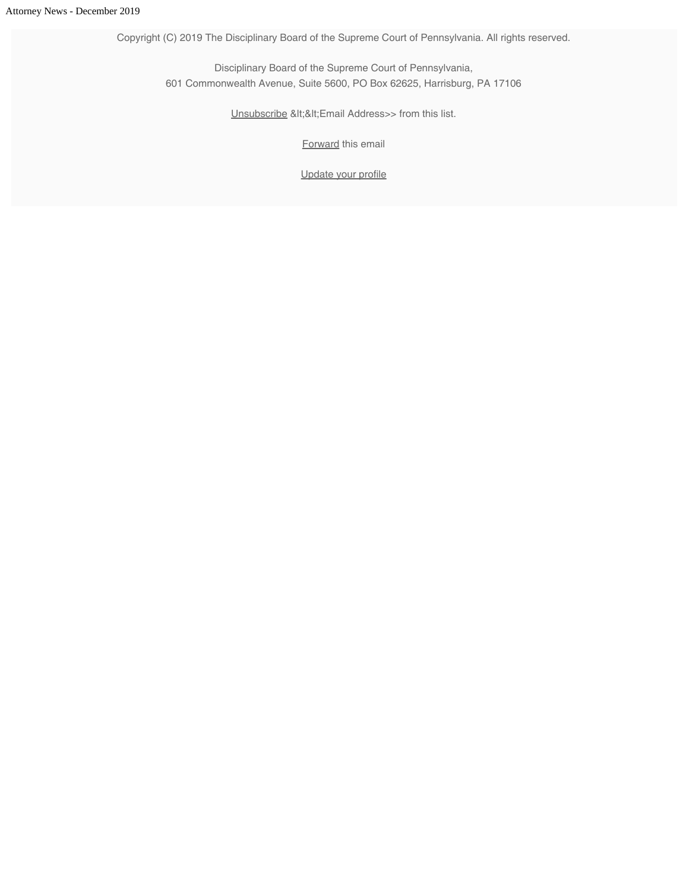Copyright (C) 2019 The Disciplinary Board of the Supreme Court of Pennsylvania. All rights reserved.

Disciplinary Board of the Supreme Court of Pennsylvania,
601 Commonwealth Avenue, Suite 5600, PO Box 62625, Harrisburg, PA 17106

Unsubscribe &lt;&lt;Email Address>> from this list.

Forward this email

Update your profile